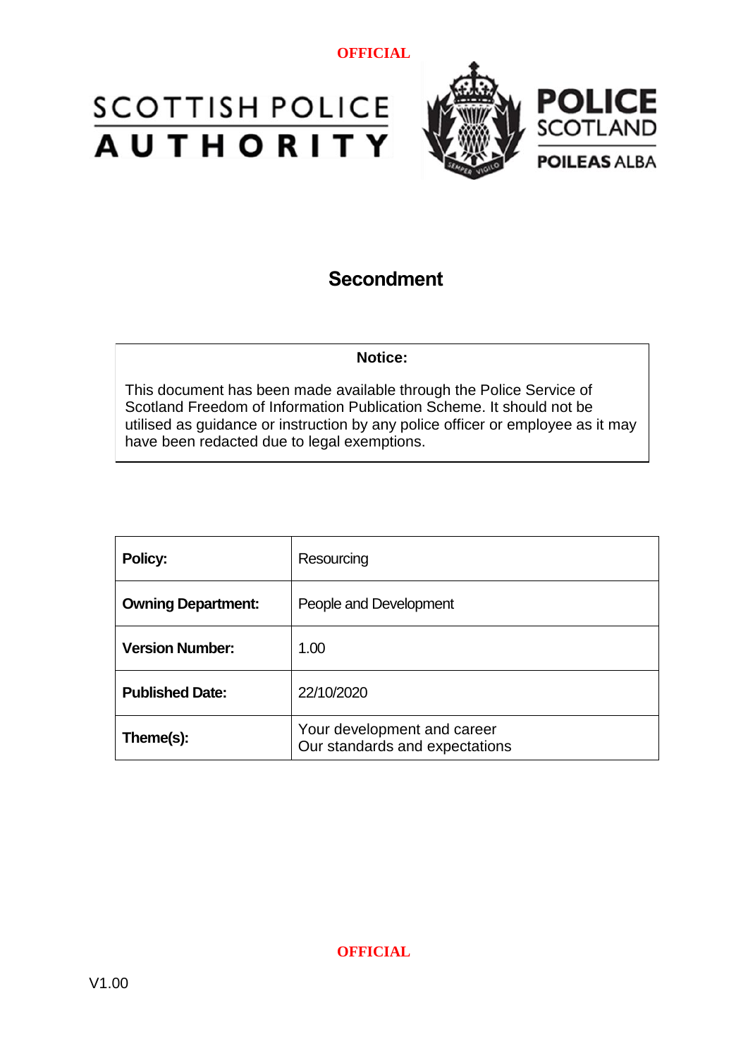OFFICIAL

SCOTTISH POLICE AUTHORITY

POLICE SCOTLAND
POILEAS ALBA

# Secondment

**Notice:**

This document has been made available through the Police Service of Scotland Freedom of Information Publication Scheme. It should not be utilised as guidance or instruction by any police officer or employee as it may have been redacted due to legal exemptions.

| **Policy:** | Resourcing |
|---|---|
| **Owning Department:** | People and Development |
| **Version Number:** | 1.00 |
| **Published Date:** | 22/10/2020 |
| **Theme(s):** | Your development and career<br>Our standards and expectations |

OFFICIAL

V1.00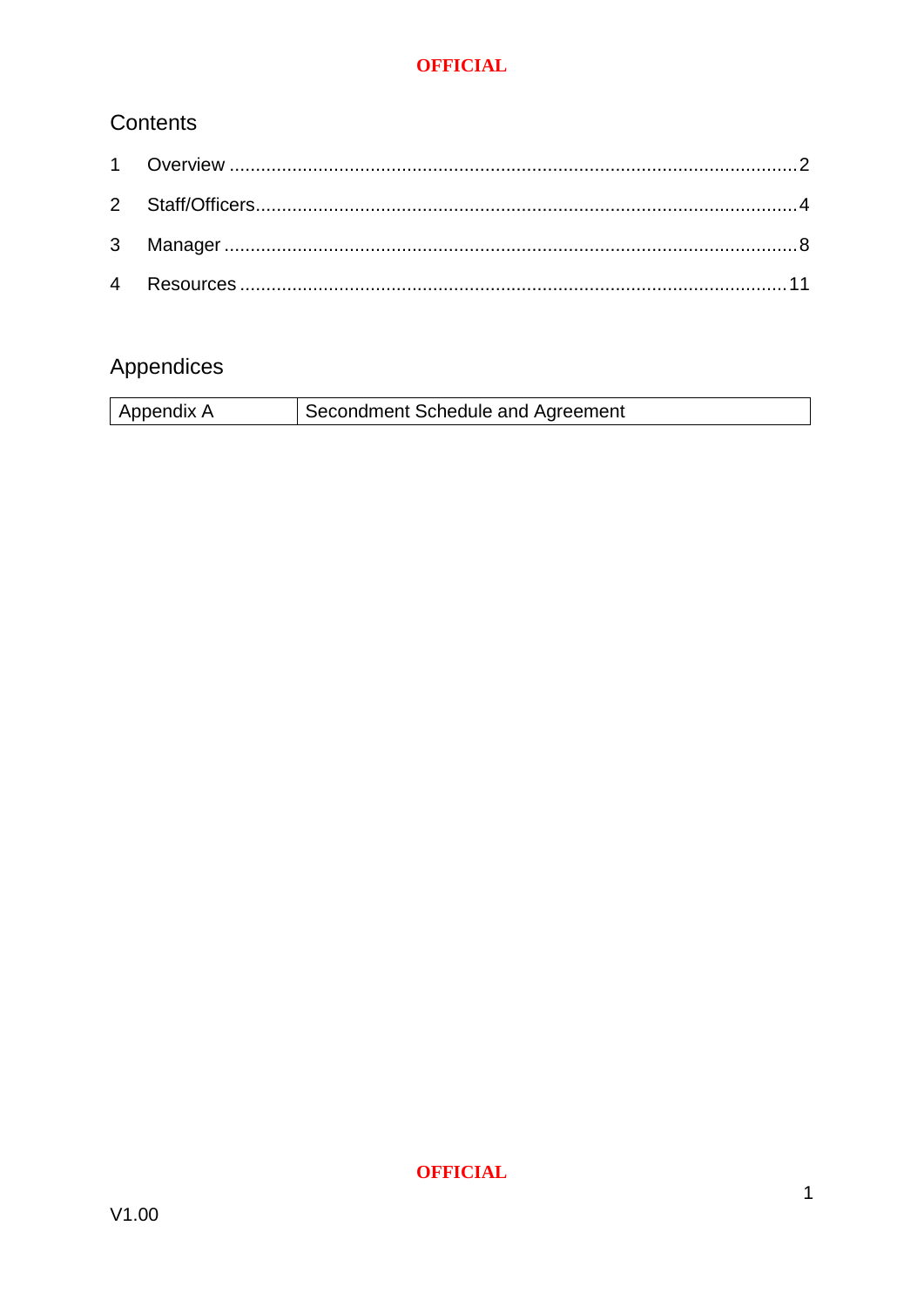## Contents

1 Overview ........................................................................................................... 2

2 Staff/Officers..................................................................................................... 4

3 Manager ............................................................................................................ 8

4 Resources ........................................................................................................ 11

## Appendices

| Appendix A | Secondment Schedule and Agreement |
|---|---|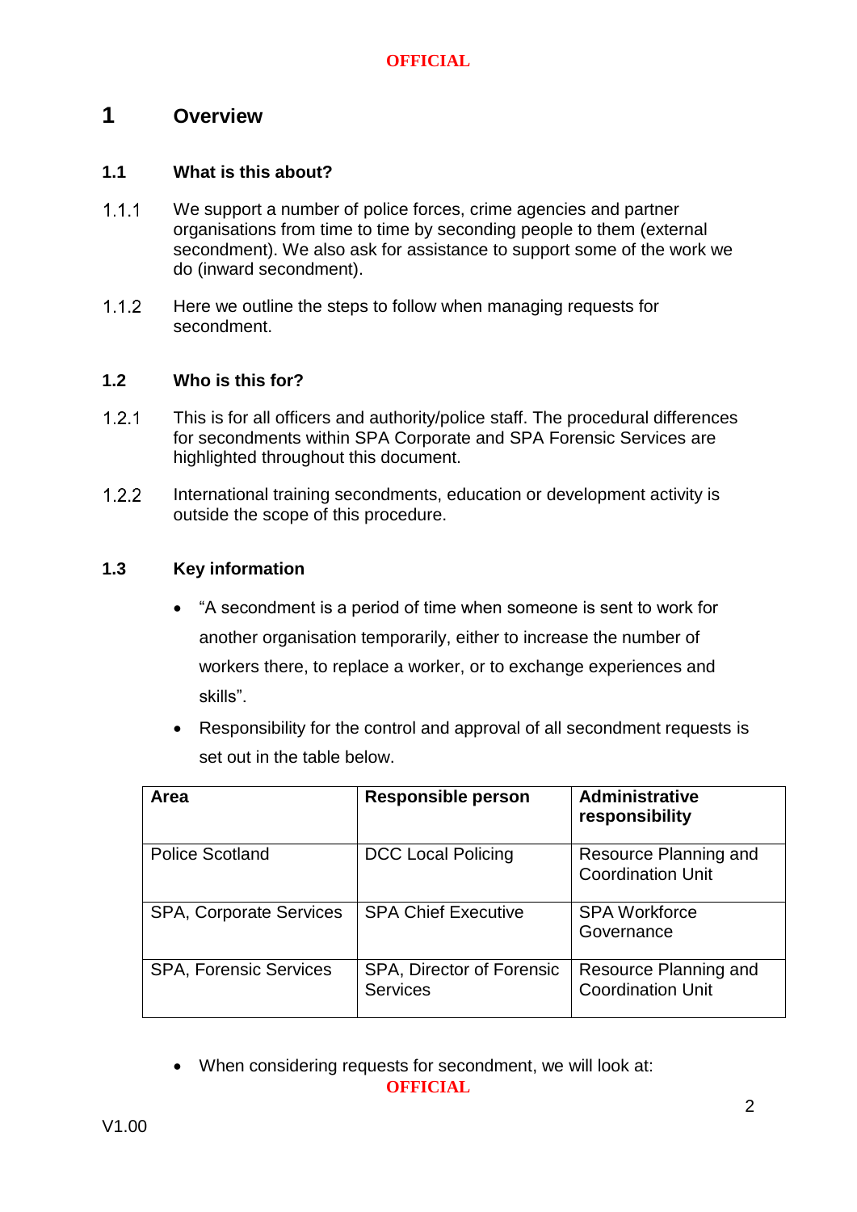# 1 Overview

## 1.1 What is this about?

1.1.1 We support a number of police forces, crime agencies and partner organisations from time to time by seconding people to them (external secondment). We also ask for assistance to support some of the work we do (inward secondment).

1.1.2 Here we outline the steps to follow when managing requests for secondment.

## 1.2 Who is this for?

1.2.1 This is for all officers and authority/police staff. The procedural differences for secondments within SPA Corporate and SPA Forensic Services are highlighted throughout this document.

1.2.2 International training secondments, education or development activity is outside the scope of this procedure.

## 1.3 Key information

- "A secondment is a period of time when someone is sent to work for another organisation temporarily, either to increase the number of workers there, to replace a worker, or to exchange experiences and skills".
- Responsibility for the control and approval of all secondment requests is set out in the table below.

| Area | Responsible person | Administrative responsibility |
|---|---|---|
| Police Scotland | DCC Local Policing | Resource Planning and Coordination Unit |
| SPA, Corporate Services | SPA Chief Executive | SPA Workforce Governance |
| SPA, Forensic Services | SPA, Director of Forensic Services | Resource Planning and Coordination Unit |

- When considering requests for secondment, we will look at: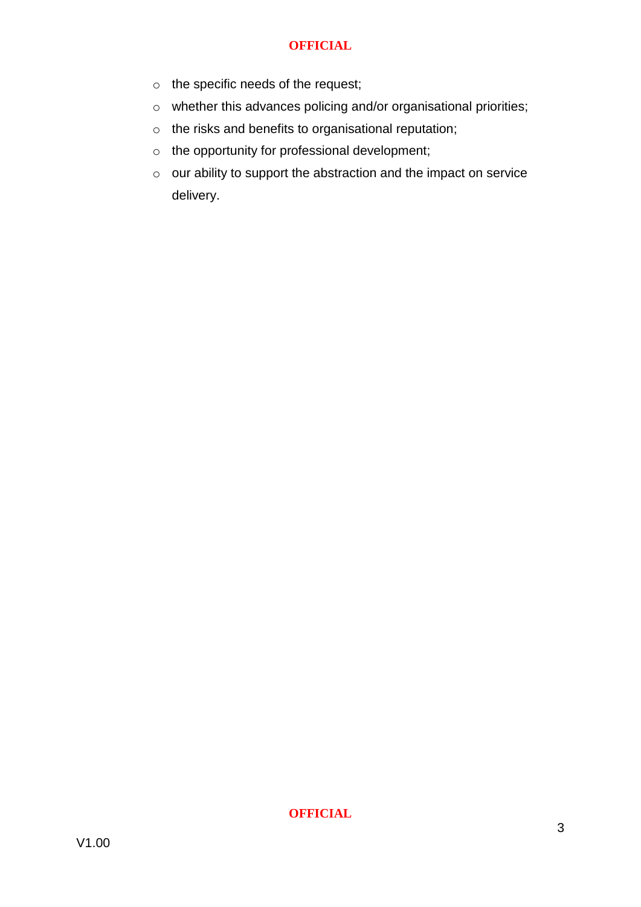- the specific needs of the request;
- whether this advances policing and/or organisational priorities;
- the risks and benefits to organisational reputation;
- the opportunity for professional development;
- our ability to support the abstraction and the impact on service delivery.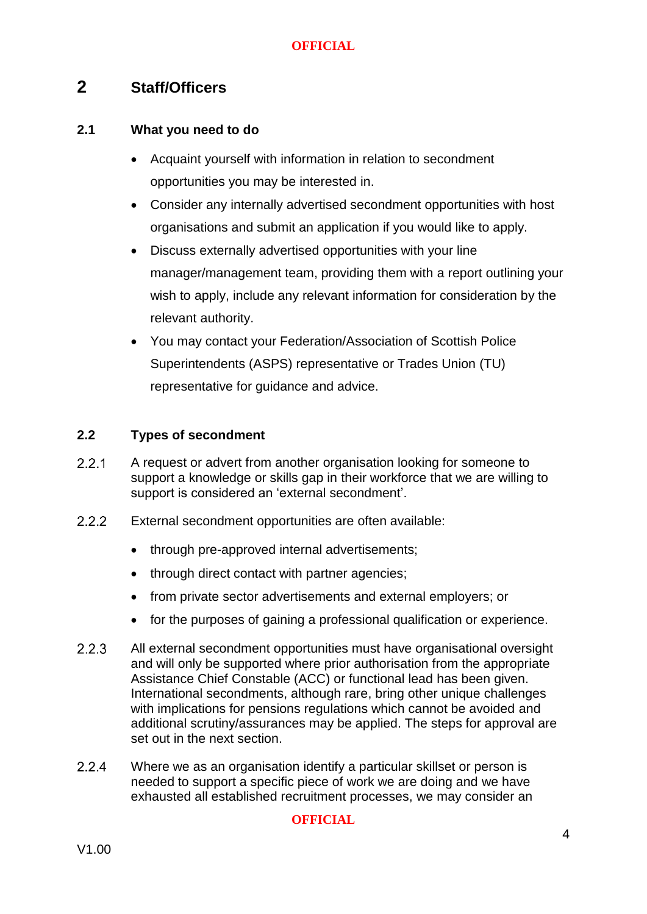## 2 Staff/Officers

### 2.1 What you need to do

- Acquaint yourself with information in relation to secondment opportunities you may be interested in.
- Consider any internally advertised secondment opportunities with host organisations and submit an application if you would like to apply.
- Discuss externally advertised opportunities with your line manager/management team, providing them with a report outlining your wish to apply, include any relevant information for consideration by the relevant authority.
- You may contact your Federation/Association of Scottish Police Superintendents (ASPS) representative or Trades Union (TU) representative for guidance and advice.

### 2.2 Types of secondment

2.2.1 A request or advert from another organisation looking for someone to support a knowledge or skills gap in their workforce that we are willing to support is considered an 'external secondment'.

2.2.2 External secondment opportunities are often available:

- through pre-approved internal advertisements;
- through direct contact with partner agencies;
- from private sector advertisements and external employers; or
- for the purposes of gaining a professional qualification or experience.

2.2.3 All external secondment opportunities must have organisational oversight and will only be supported where prior authorisation from the appropriate Assistance Chief Constable (ACC) or functional lead has been given. International secondments, although rare, bring other unique challenges with implications for pensions regulations which cannot be avoided and additional scrutiny/assurances may be applied. The steps for approval are set out in the next section.

2.2.4 Where we as an organisation identify a particular skillset or person is needed to support a specific piece of work we are doing and we have exhausted all established recruitment processes, we may consider an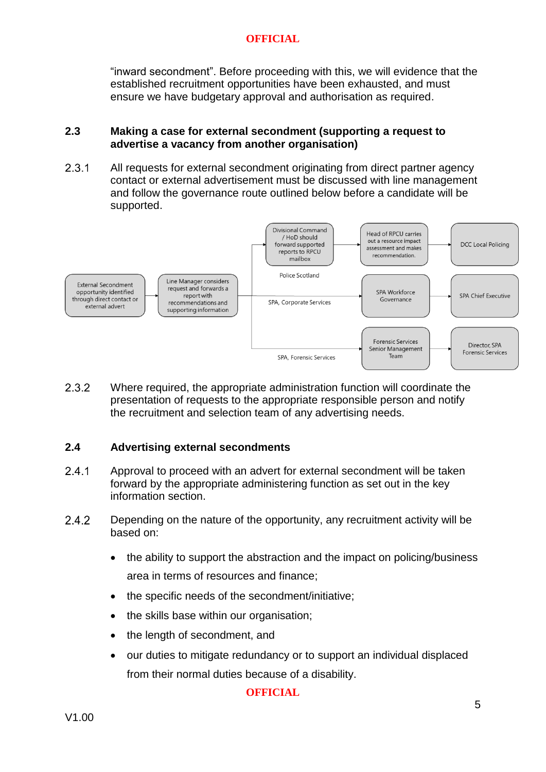"inward secondment". Before proceeding with this, we will evidence that the established recruitment opportunities have been exhausted, and must ensure we have budgetary approval and authorisation as required.

### 2.3 Making a case for external secondment (supporting a request to advertise a vacancy from another organisation)

2.3.1 All requests for external secondment originating from direct partner agency contact or external advertisement must be discussed with line management and follow the governance route outlined below before a candidate will be supported.

External Secondment opportunity identified through direct contact or external advert → Line Manager considers request and forwards a report with recommendations and supporting information →

- **Police Scotland:** Divisional Command / HoD should forward supported reports to RPCU mailbox → Head of RPCU carries out a resource impact assessment and makes recommendation. → DCC Local Policing
- **SPA, Corporate Services:** SPA Workforce Governance → SPA Chief Executive
- **SPA, Forensic Services:** Forensic Services Senior Management Team → Director, SPA Forensic Services

2.3.2 Where required, the appropriate administration function will coordinate the presentation of requests to the appropriate responsible person and notify the recruitment and selection team of any advertising needs.

### 2.4 Advertising external secondments

2.4.1 Approval to proceed with an advert for external secondment will be taken forward by the appropriate administering function as set out in the key information section.

2.4.2 Depending on the nature of the opportunity, any recruitment activity will be based on:

- the ability to support the abstraction and the impact on policing/business area in terms of resources and finance;
- the specific needs of the secondment/initiative;
- the skills base within our organisation;
- the length of secondment, and
- our duties to mitigate redundancy or to support an individual displaced from their normal duties because of a disability.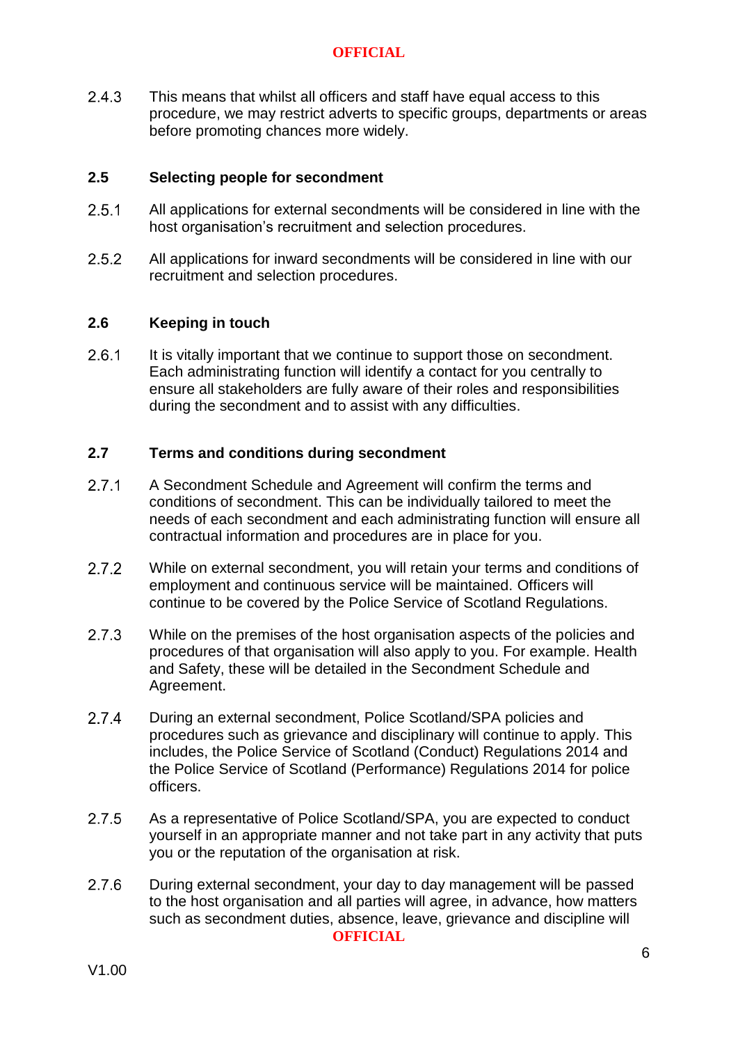2.4.3 This means that whilst all officers and staff have equal access to this procedure, we may restrict adverts to specific groups, departments or areas before promoting chances more widely.

### 2.5 Selecting people for secondment

2.5.1 All applications for external secondments will be considered in line with the host organisation's recruitment and selection procedures.

2.5.2 All applications for inward secondments will be considered in line with our recruitment and selection procedures.

### 2.6 Keeping in touch

2.6.1 It is vitally important that we continue to support those on secondment. Each administrating function will identify a contact for you centrally to ensure all stakeholders are fully aware of their roles and responsibilities during the secondment and to assist with any difficulties.

### 2.7 Terms and conditions during secondment

2.7.1 A Secondment Schedule and Agreement will confirm the terms and conditions of secondment. This can be individually tailored to meet the needs of each secondment and each administrating function will ensure all contractual information and procedures are in place for you.

2.7.2 While on external secondment, you will retain your terms and conditions of employment and continuous service will be maintained. Officers will continue to be covered by the Police Service of Scotland Regulations.

2.7.3 While on the premises of the host organisation aspects of the policies and procedures of that organisation will also apply to you. For example. Health and Safety, these will be detailed in the Secondment Schedule and Agreement.

2.7.4 During an external secondment, Police Scotland/SPA policies and procedures such as grievance and disciplinary will continue to apply. This includes, the Police Service of Scotland (Conduct) Regulations 2014 and the Police Service of Scotland (Performance) Regulations 2014 for police officers.

2.7.5 As a representative of Police Scotland/SPA, you are expected to conduct yourself in an appropriate manner and not take part in any activity that puts you or the reputation of the organisation at risk.

2.7.6 During external secondment, your day to day management will be passed to the host organisation and all parties will agree, in advance, how matters such as secondment duties, absence, leave, grievance and discipline will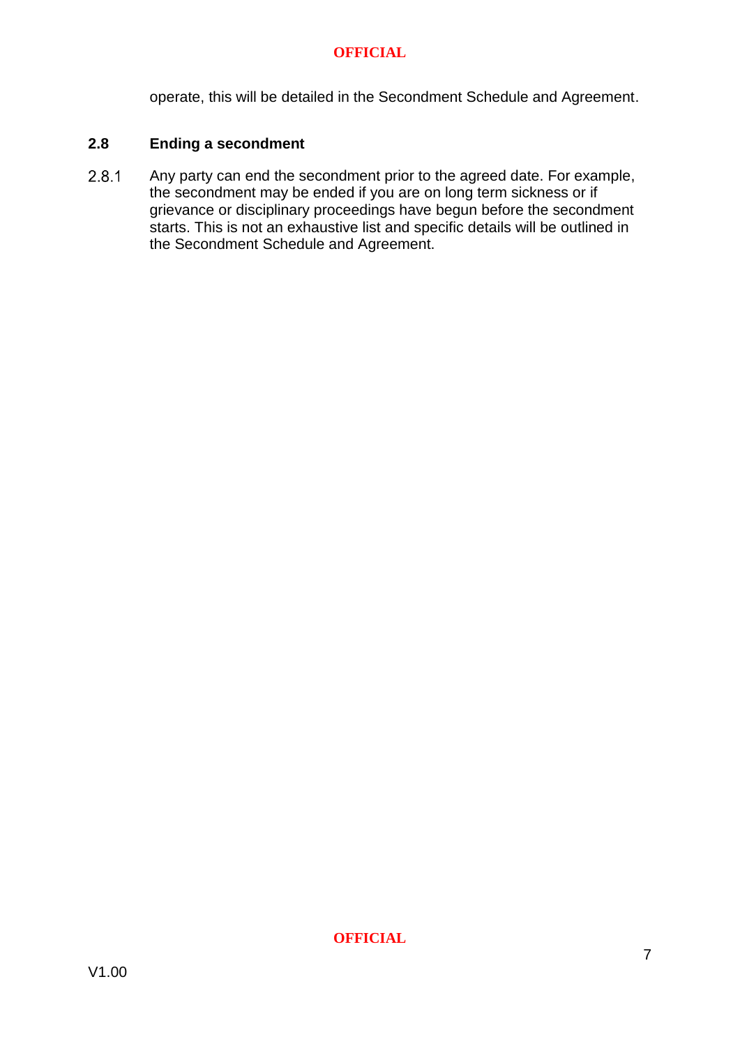operate, this will be detailed in the Secondment Schedule and Agreement.

### 2.8 Ending a secondment

2.8.1 Any party can end the secondment prior to the agreed date. For example, the secondment may be ended if you are on long term sickness or if grievance or disciplinary proceedings have begun before the secondment starts. This is not an exhaustive list and specific details will be outlined in the Secondment Schedule and Agreement.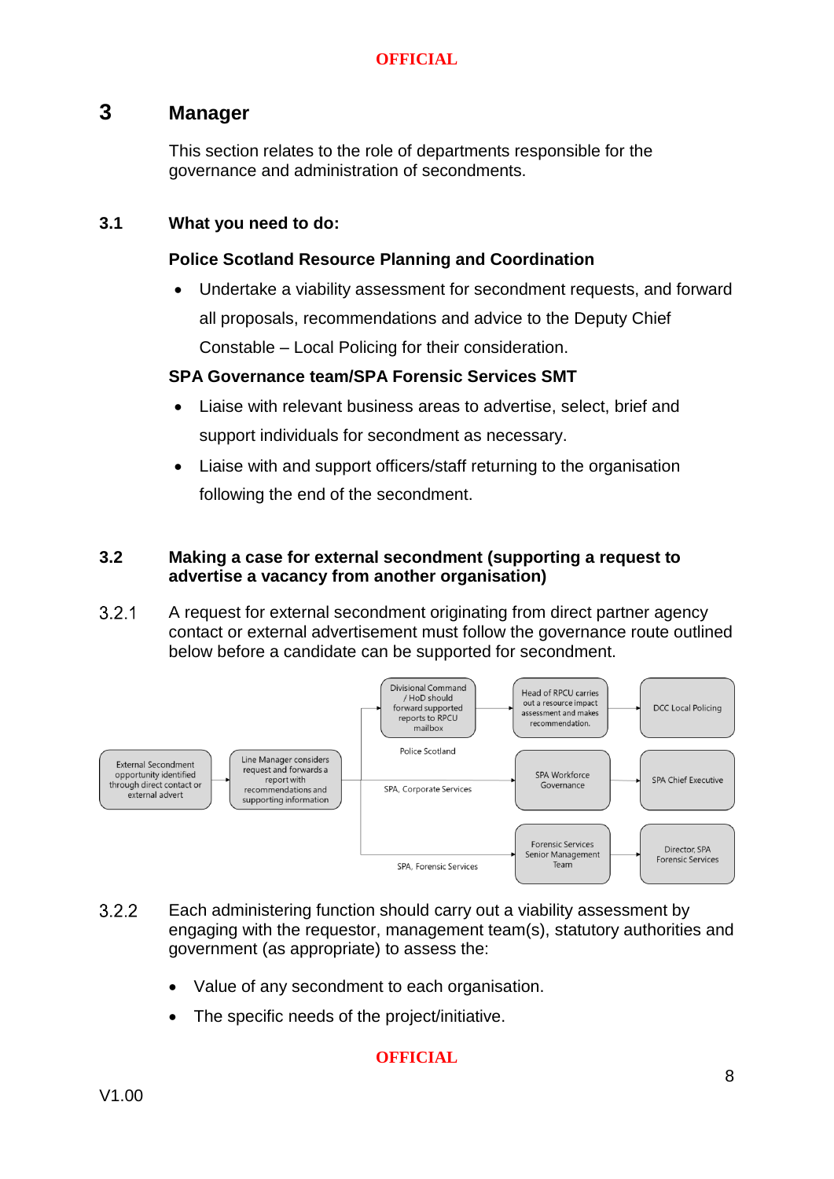# 3 Manager

This section relates to the role of departments responsible for the governance and administration of secondments.

## 3.1 What you need to do:

**Police Scotland Resource Planning and Coordination**

- Undertake a viability assessment for secondment requests, and forward all proposals, recommendations and advice to the Deputy Chief Constable – Local Policing for their consideration.

**SPA Governance team/SPA Forensic Services SMT**

- Liaise with relevant business areas to advertise, select, brief and support individuals for secondment as necessary.
- Liaise with and support officers/staff returning to the organisation following the end of the secondment.

## 3.2 Making a case for external secondment (supporting a request to advertise a vacancy from another organisation)

3.2.1 A request for external secondment originating from direct partner agency contact or external advertisement must follow the governance route outlined below before a candidate can be supported for secondment.

External Secondment opportunity identified through direct contact or external advert → Line Manager considers request and forwards a report with recommendations and supporting information →

- Police Scotland: Divisional Command / HoD should forward supported reports to RPCU mailbox → Head of RPCU carries out a resource impact assessment and makes recommendation. → DCC Local Policing
- SPA, Corporate Services: SPA Workforce Governance → SPA Chief Executive
- SPA, Forensic Services: Forensic Services Senior Management Team → Director, SPA Forensic Services

3.2.2 Each administering function should carry out a viability assessment by engaging with the requestor, management team(s), statutory authorities and government (as appropriate) to assess the:

- Value of any secondment to each organisation.
- The specific needs of the project/initiative.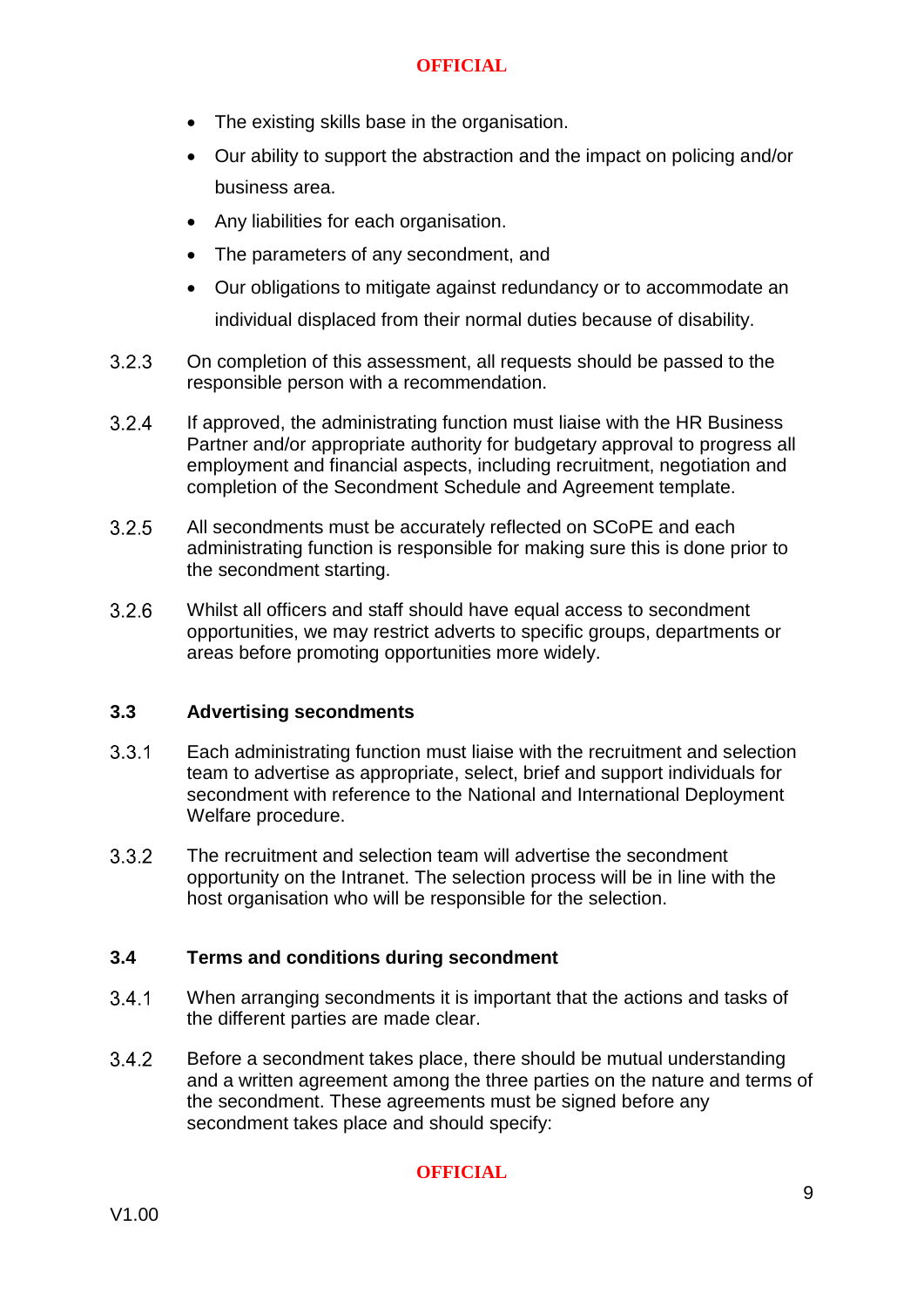- The existing skills base in the organisation.
- Our ability to support the abstraction and the impact on policing and/or business area.
- Any liabilities for each organisation.
- The parameters of any secondment, and
- Our obligations to mitigate against redundancy or to accommodate an individual displaced from their normal duties because of disability.

3.2.3 On completion of this assessment, all requests should be passed to the responsible person with a recommendation.

3.2.4 If approved, the administrating function must liaise with the HR Business Partner and/or appropriate authority for budgetary approval to progress all employment and financial aspects, including recruitment, negotiation and completion of the Secondment Schedule and Agreement template.

3.2.5 All secondments must be accurately reflected on SCoPE and each administrating function is responsible for making sure this is done prior to the secondment starting.

3.2.6 Whilst all officers and staff should have equal access to secondment opportunities, we may restrict adverts to specific groups, departments or areas before promoting opportunities more widely.

### 3.3 Advertising secondments

3.3.1 Each administrating function must liaise with the recruitment and selection team to advertise as appropriate, select, brief and support individuals for secondment with reference to the National and International Deployment Welfare procedure.

3.3.2 The recruitment and selection team will advertise the secondment opportunity on the Intranet. The selection process will be in line with the host organisation who will be responsible for the selection.

### 3.4 Terms and conditions during secondment

3.4.1 When arranging secondments it is important that the actions and tasks of the different parties are made clear.

3.4.2 Before a secondment takes place, there should be mutual understanding and a written agreement among the three parties on the nature and terms of the secondment. These agreements must be signed before any secondment takes place and should specify: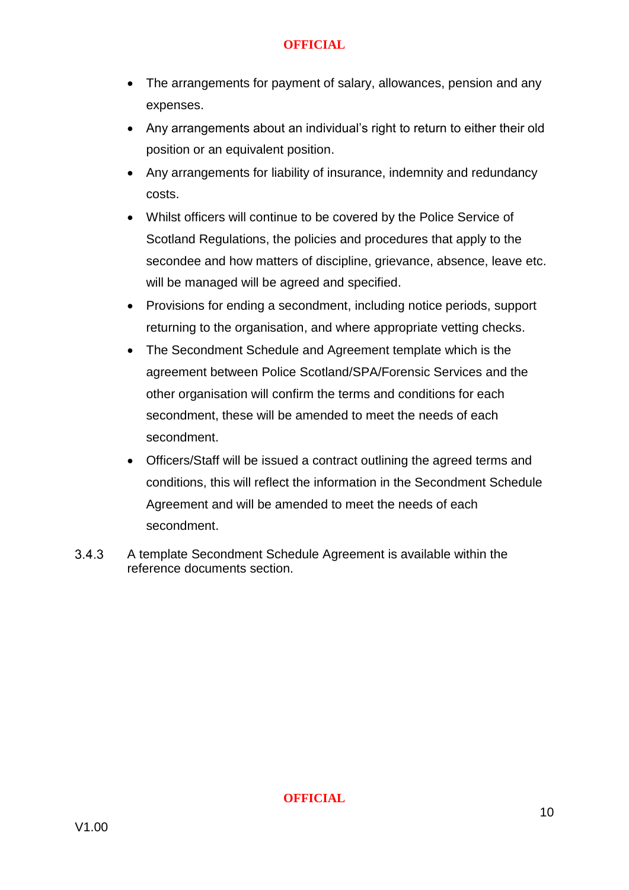- The arrangements for payment of salary, allowances, pension and any expenses.
- Any arrangements about an individual's right to return to either their old position or an equivalent position.
- Any arrangements for liability of insurance, indemnity and redundancy costs.
- Whilst officers will continue to be covered by the Police Service of Scotland Regulations, the policies and procedures that apply to the secondee and how matters of discipline, grievance, absence, leave etc. will be managed will be agreed and specified.
- Provisions for ending a secondment, including notice periods, support returning to the organisation, and where appropriate vetting checks.
- The Secondment Schedule and Agreement template which is the agreement between Police Scotland/SPA/Forensic Services and the other organisation will confirm the terms and conditions for each secondment, these will be amended to meet the needs of each secondment.
- Officers/Staff will be issued a contract outlining the agreed terms and conditions, this will reflect the information in the Secondment Schedule Agreement and will be amended to meet the needs of each secondment.

3.4.3 A template Secondment Schedule Agreement is available within the reference documents section.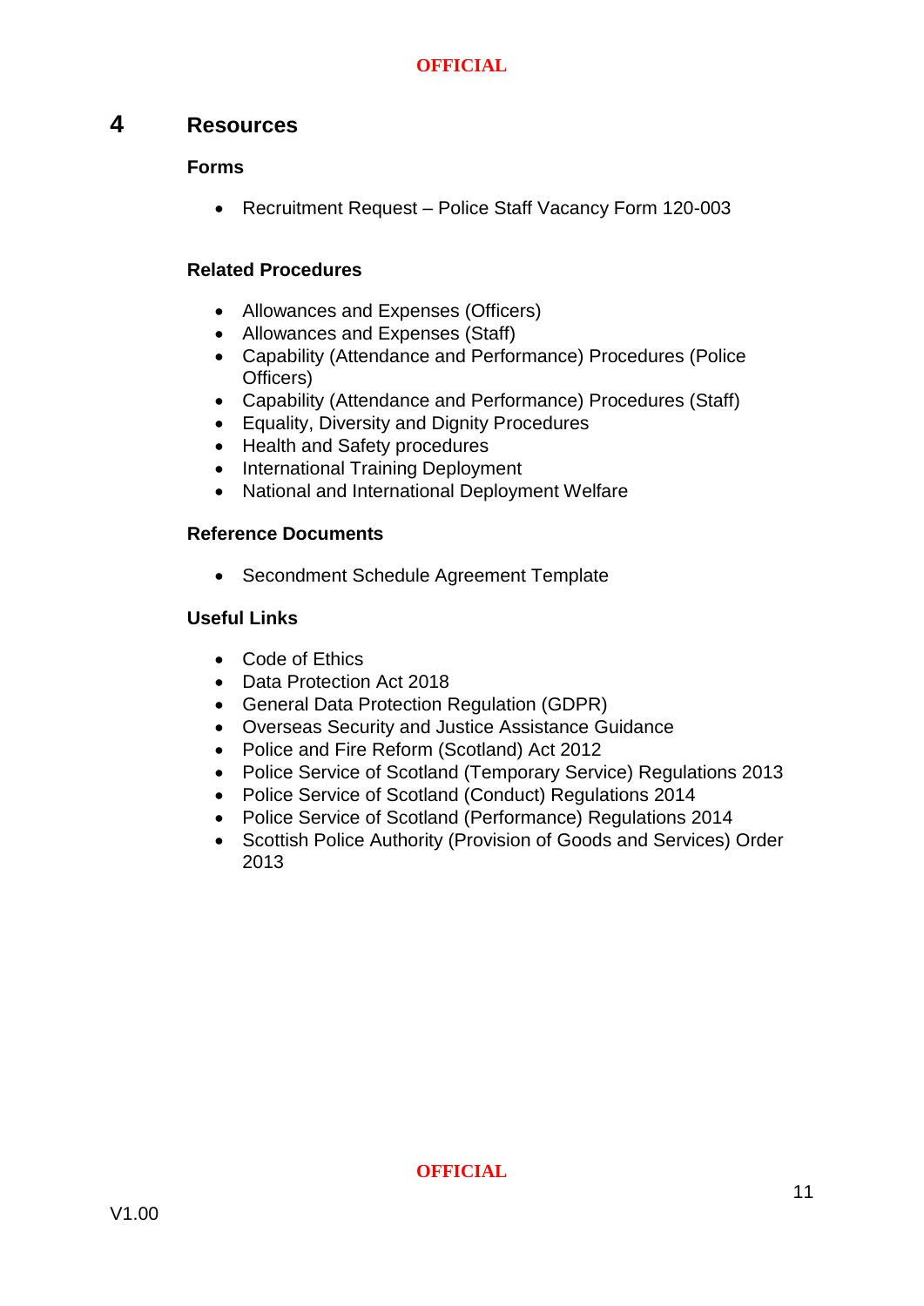## 4 Resources

### Forms

- Recruitment Request – Police Staff Vacancy Form 120-003

### Related Procedures

- Allowances and Expenses (Officers)
- Allowances and Expenses (Staff)
- Capability (Attendance and Performance) Procedures (Police Officers)
- Capability (Attendance and Performance) Procedures (Staff)
- Equality, Diversity and Dignity Procedures
- Health and Safety procedures
- International Training Deployment
- National and International Deployment Welfare

### Reference Documents

- Secondment Schedule Agreement Template

### Useful Links

- Code of Ethics
- Data Protection Act 2018
- General Data Protection Regulation (GDPR)
- Overseas Security and Justice Assistance Guidance
- Police and Fire Reform (Scotland) Act 2012
- Police Service of Scotland (Temporary Service) Regulations 2013
- Police Service of Scotland (Conduct) Regulations 2014
- Police Service of Scotland (Performance) Regulations 2014
- Scottish Police Authority (Provision of Goods and Services) Order 2013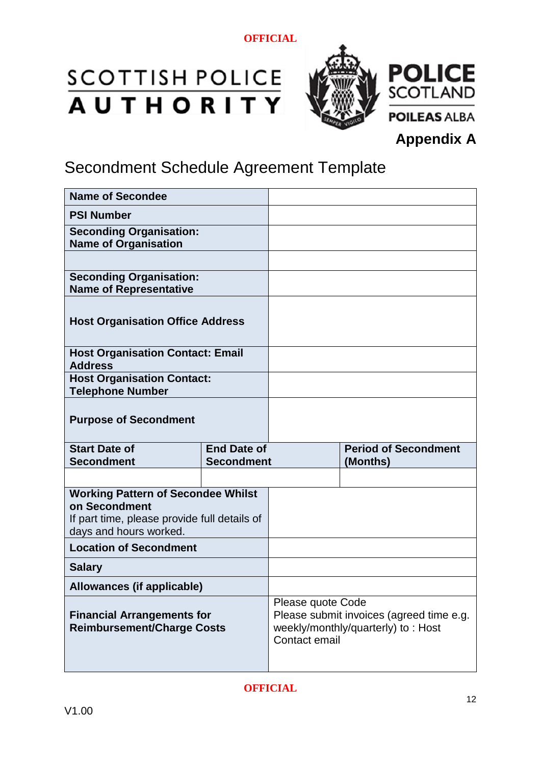**OFFICIAL**

SCOTTISH POLICE AUTHORITY

POLICE SCOTLAND

POILEAS ALBA

**Appendix A**

# Secondment Schedule Agreement Template

| | | |
|---|---|---|
| **Name of Secondee** | | |
| **PSI Number** | | |
| **Seconding Organisation: Name of Organisation** | | |
| | | |
| **Seconding Organisation: Name of Representative** | | |
| **Host Organisation Office Address** | | |
| **Host Organisation Contact: Email Address** | | |
| **Host Organisation Contact: Telephone Number** | | |
| **Purpose of Secondment** | | |
| **Start Date of Secondment** | **End Date of Secondment** | **Period of Secondment (Months)** |
| | | |
| **Working Pattern of Secondee Whilst on Secondment** If part time, please provide full details of days and hours worked. | | |
| **Location of Secondment** | | |
| **Salary** | | |
| **Allowances (if applicable)** | | |
| **Financial Arrangements for Reimbursement/Charge Costs** | Please quote Code Please submit invoices (agreed time e.g. weekly/monthly/quarterly) to : Host Contact email | |

**OFFICIAL**

V1.00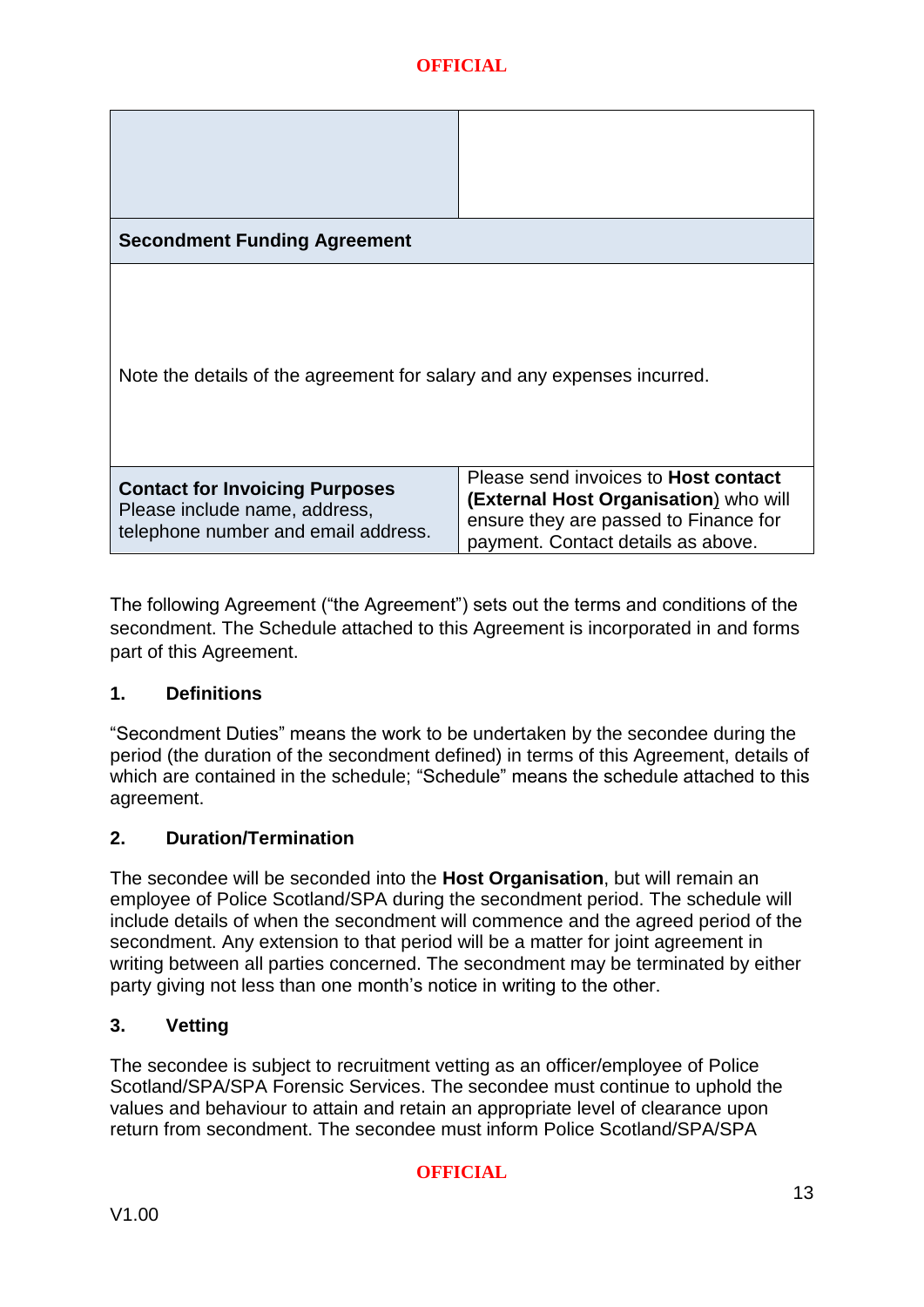| | |
|---|---|
| **Secondment Funding Agreement** | |
| Note the details of the agreement for salary and any expenses incurred. | |
| **Contact for Invoicing Purposes** Please include name, address, telephone number and email address. | Please send invoices to **Host contact (External Host Organisation**) who will ensure they are passed to Finance for payment. Contact details as above. |

The following Agreement ("the Agreement") sets out the terms and conditions of the secondment. The Schedule attached to this Agreement is incorporated in and forms part of this Agreement.

### 1. Definitions

"Secondment Duties" means the work to be undertaken by the secondee during the period (the duration of the secondment defined) in terms of this Agreement, details of which are contained in the schedule; "Schedule" means the schedule attached to this agreement.

### 2. Duration/Termination

The secondee will be seconded into the **Host Organisation**, but will remain an employee of Police Scotland/SPA during the secondment period. The schedule will include details of when the secondment will commence and the agreed period of the secondment. Any extension to that period will be a matter for joint agreement in writing between all parties concerned. The secondment may be terminated by either party giving not less than one month's notice in writing to the other.

### 3. Vetting

The secondee is subject to recruitment vetting as an officer/employee of Police Scotland/SPA/SPA Forensic Services. The secondee must continue to uphold the values and behaviour to attain and retain an appropriate level of clearance upon return from secondment. The secondee must inform Police Scotland/SPA/SPA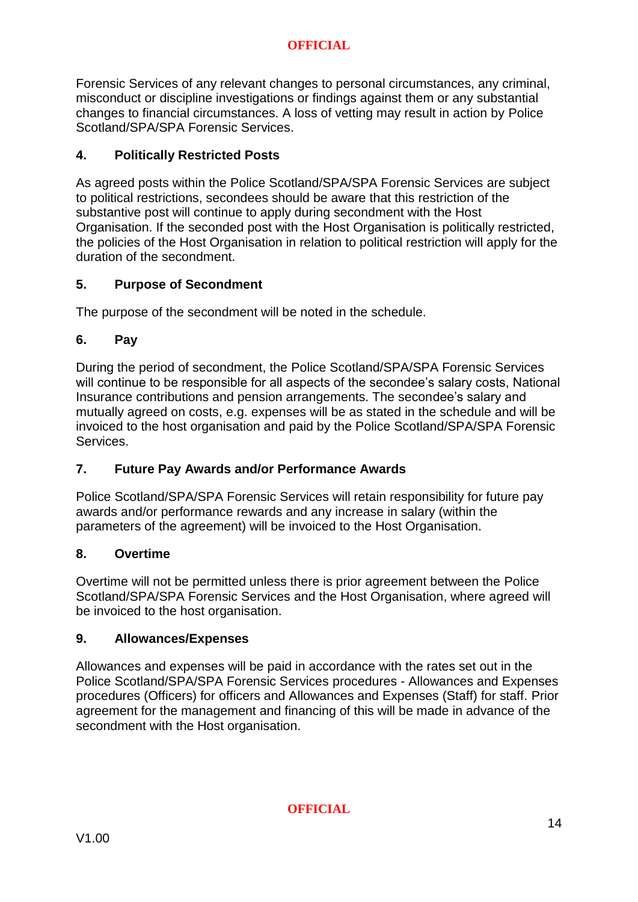Forensic Services of any relevant changes to personal circumstances, any criminal, misconduct or discipline investigations or findings against them or any substantial changes to financial circumstances. A loss of vetting may result in action by Police Scotland/SPA/SPA Forensic Services.

## 4. Politically Restricted Posts

As agreed posts within the Police Scotland/SPA/SPA Forensic Services are subject to political restrictions, secondees should be aware that this restriction of the substantive post will continue to apply during secondment with the Host Organisation. If the seconded post with the Host Organisation is politically restricted, the policies of the Host Organisation in relation to political restriction will apply for the duration of the secondment.

## 5. Purpose of Secondment

The purpose of the secondment will be noted in the schedule.

## 6. Pay

During the period of secondment, the Police Scotland/SPA/SPA Forensic Services will continue to be responsible for all aspects of the secondee's salary costs, National Insurance contributions and pension arrangements. The secondee's salary and mutually agreed on costs, e.g. expenses will be as stated in the schedule and will be invoiced to the host organisation and paid by the Police Scotland/SPA/SPA Forensic Services.

## 7. Future Pay Awards and/or Performance Awards

Police Scotland/SPA/SPA Forensic Services will retain responsibility for future pay awards and/or performance rewards and any increase in salary (within the parameters of the agreement) will be invoiced to the Host Organisation.

## 8. Overtime

Overtime will not be permitted unless there is prior agreement between the Police Scotland/SPA/SPA Forensic Services and the Host Organisation, where agreed will be invoiced to the host organisation.

## 9. Allowances/Expenses

Allowances and expenses will be paid in accordance with the rates set out in the Police Scotland/SPA/SPA Forensic Services procedures - Allowances and Expenses procedures (Officers) for officers and Allowances and Expenses (Staff) for staff. Prior agreement for the management and financing of this will be made in advance of the secondment with the Host organisation.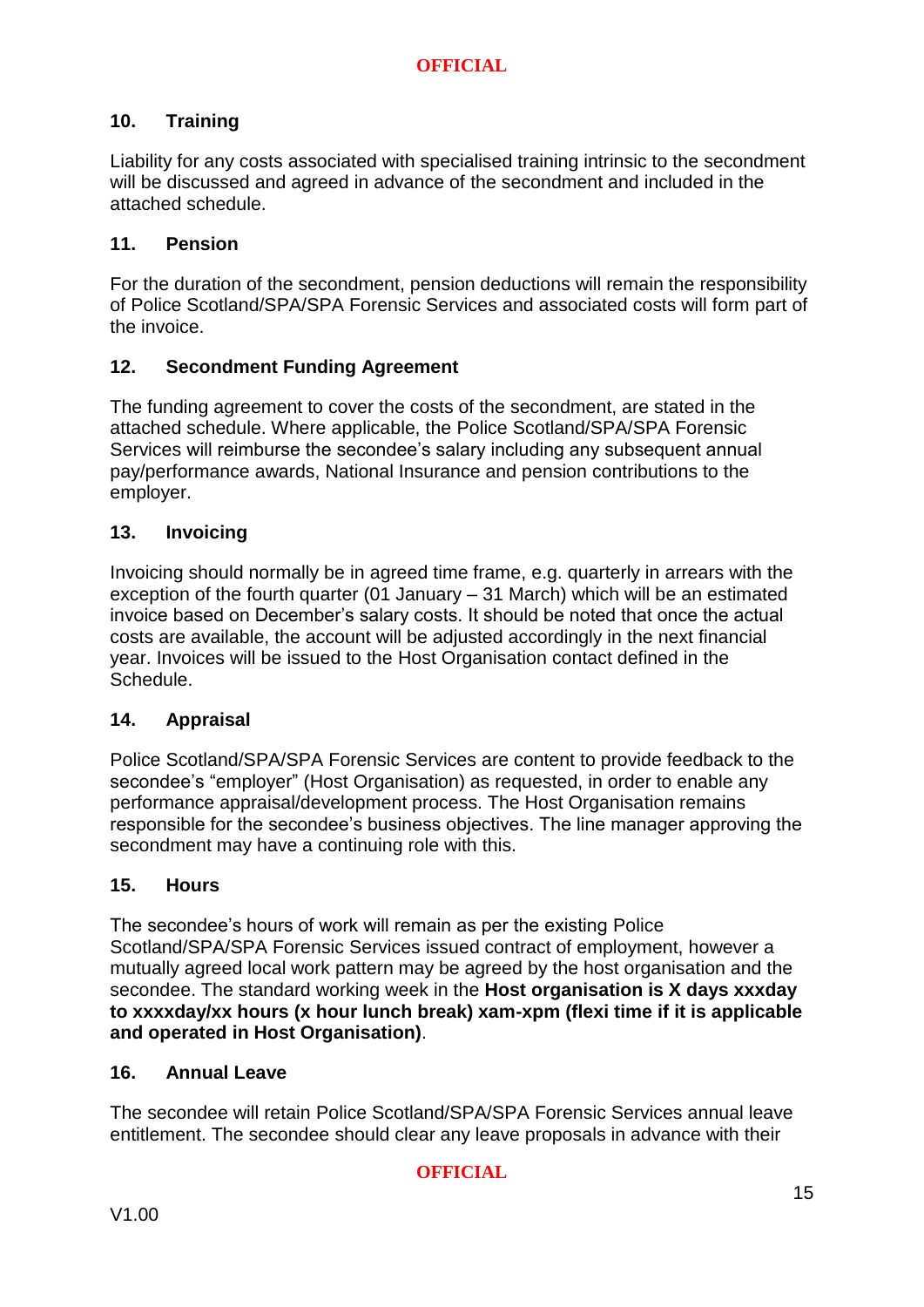## 10. Training

Liability for any costs associated with specialised training intrinsic to the secondment will be discussed and agreed in advance of the secondment and included in the attached schedule.

## 11. Pension

For the duration of the secondment, pension deductions will remain the responsibility of Police Scotland/SPA/SPA Forensic Services and associated costs will form part of the invoice.

## 12. Secondment Funding Agreement

The funding agreement to cover the costs of the secondment, are stated in the attached schedule. Where applicable, the Police Scotland/SPA/SPA Forensic Services will reimburse the secondee's salary including any subsequent annual pay/performance awards, National Insurance and pension contributions to the employer.

## 13. Invoicing

Invoicing should normally be in agreed time frame, e.g. quarterly in arrears with the exception of the fourth quarter (01 January – 31 March) which will be an estimated invoice based on December's salary costs. It should be noted that once the actual costs are available, the account will be adjusted accordingly in the next financial year. Invoices will be issued to the Host Organisation contact defined in the Schedule.

## 14. Appraisal

Police Scotland/SPA/SPA Forensic Services are content to provide feedback to the secondee's "employer" (Host Organisation) as requested, in order to enable any performance appraisal/development process. The Host Organisation remains responsible for the secondee's business objectives. The line manager approving the secondment may have a continuing role with this.

## 15. Hours

The secondee's hours of work will remain as per the existing Police Scotland/SPA/SPA Forensic Services issued contract of employment, however a mutually agreed local work pattern may be agreed by the host organisation and the secondee. The standard working week in the **Host organisation is X days xxxday to xxxxday/xx hours (x hour lunch break) xam-xpm (flexi time if it is applicable and operated in Host Organisation)**.

## 16. Annual Leave

The secondee will retain Police Scotland/SPA/SPA Forensic Services annual leave entitlement. The secondee should clear any leave proposals in advance with their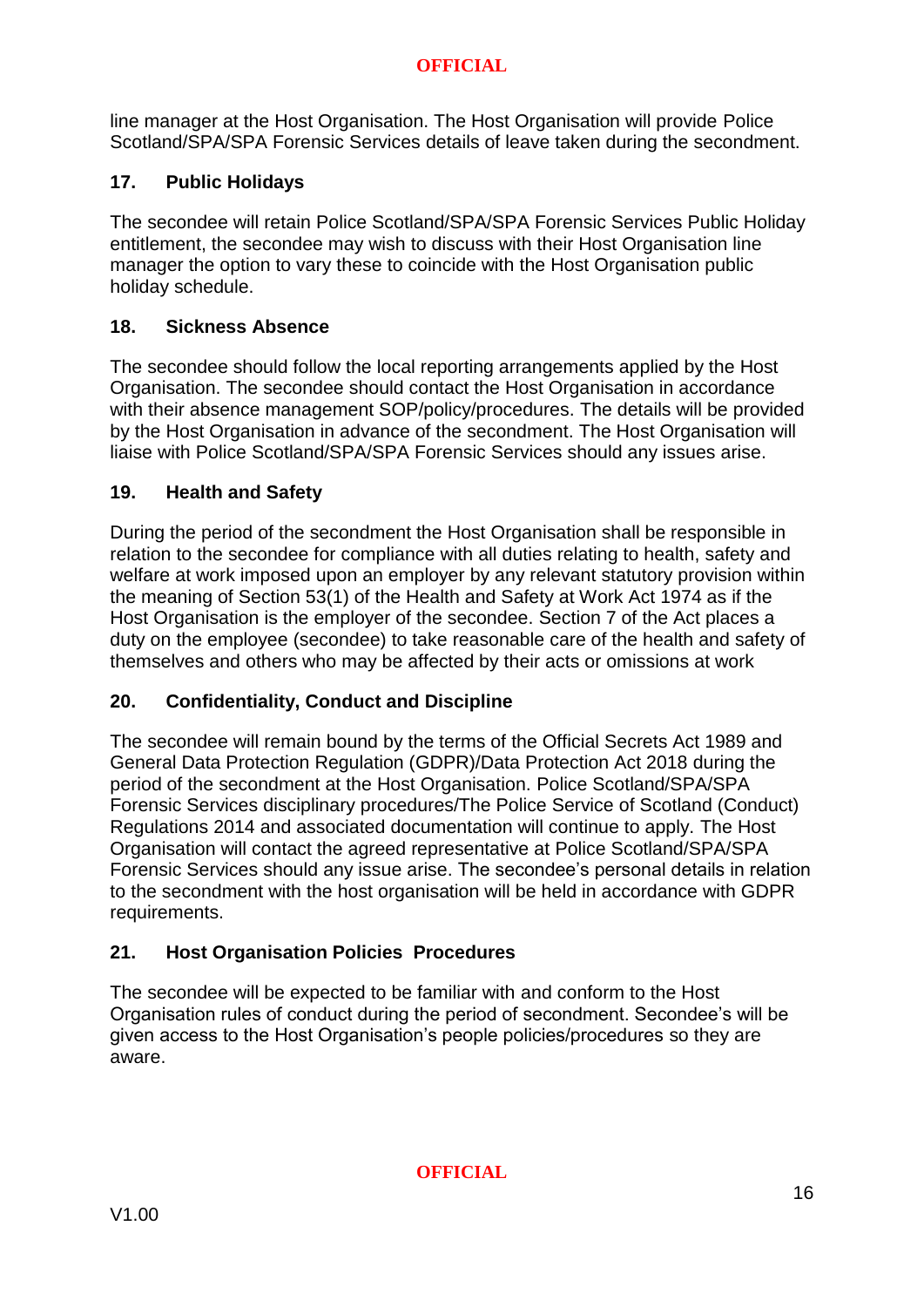line manager at the Host Organisation. The Host Organisation will provide Police Scotland/SPA/SPA Forensic Services details of leave taken during the secondment.

## 17. Public Holidays

The secondee will retain Police Scotland/SPA/SPA Forensic Services Public Holiday entitlement, the secondee may wish to discuss with their Host Organisation line manager the option to vary these to coincide with the Host Organisation public holiday schedule.

## 18. Sickness Absence

The secondee should follow the local reporting arrangements applied by the Host Organisation. The secondee should contact the Host Organisation in accordance with their absence management SOP/policy/procedures. The details will be provided by the Host Organisation in advance of the secondment. The Host Organisation will liaise with Police Scotland/SPA/SPA Forensic Services should any issues arise.

## 19. Health and Safety

During the period of the secondment the Host Organisation shall be responsible in relation to the secondee for compliance with all duties relating to health, safety and welfare at work imposed upon an employer by any relevant statutory provision within the meaning of Section 53(1) of the Health and Safety at Work Act 1974 as if the Host Organisation is the employer of the secondee. Section 7 of the Act places a duty on the employee (secondee) to take reasonable care of the health and safety of themselves and others who may be affected by their acts or omissions at work

## 20. Confidentiality, Conduct and Discipline

The secondee will remain bound by the terms of the Official Secrets Act 1989 and General Data Protection Regulation (GDPR)/Data Protection Act 2018 during the period of the secondment at the Host Organisation. Police Scotland/SPA/SPA Forensic Services disciplinary procedures/The Police Service of Scotland (Conduct) Regulations 2014 and associated documentation will continue to apply. The Host Organisation will contact the agreed representative at Police Scotland/SPA/SPA Forensic Services should any issue arise. The secondee's personal details in relation to the secondment with the host organisation will be held in accordance with GDPR requirements.

## 21. Host Organisation Policies Procedures

The secondee will be expected to be familiar with and conform to the Host Organisation rules of conduct during the period of secondment. Secondee's will be given access to the Host Organisation's people policies/procedures so they are aware.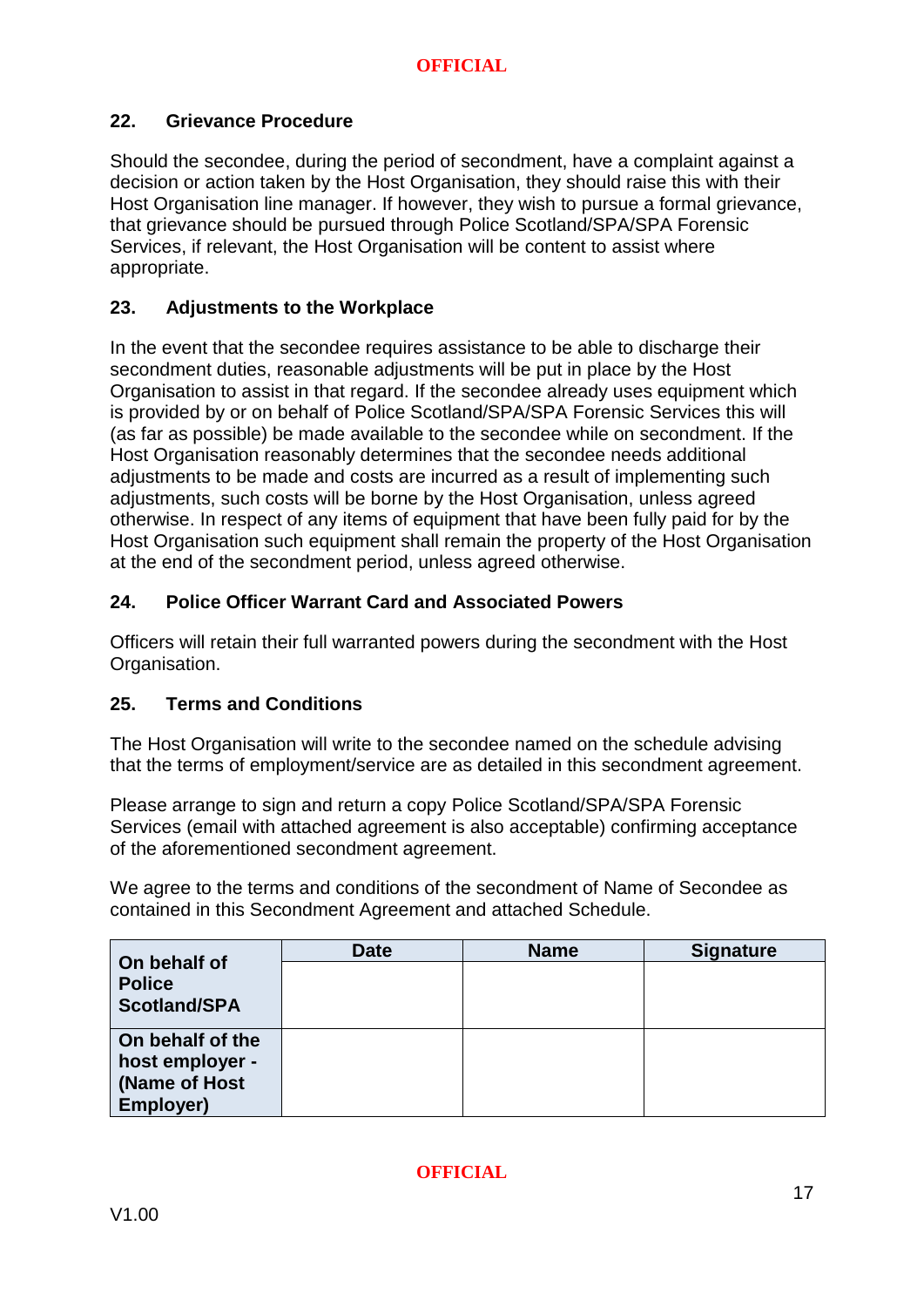## 22. Grievance Procedure

Should the secondee, during the period of secondment, have a complaint against a decision or action taken by the Host Organisation, they should raise this with their Host Organisation line manager. If however, they wish to pursue a formal grievance, that grievance should be pursued through Police Scotland/SPA/SPA Forensic Services, if relevant, the Host Organisation will be content to assist where appropriate.

## 23. Adjustments to the Workplace

In the event that the secondee requires assistance to be able to discharge their secondment duties, reasonable adjustments will be put in place by the Host Organisation to assist in that regard. If the secondee already uses equipment which is provided by or on behalf of Police Scotland/SPA/SPA Forensic Services this will (as far as possible) be made available to the secondee while on secondment. If the Host Organisation reasonably determines that the secondee needs additional adjustments to be made and costs are incurred as a result of implementing such adjustments, such costs will be borne by the Host Organisation, unless agreed otherwise. In respect of any items of equipment that have been fully paid for by the Host Organisation such equipment shall remain the property of the Host Organisation at the end of the secondment period, unless agreed otherwise.

## 24. Police Officer Warrant Card and Associated Powers

Officers will retain their full warranted powers during the secondment with the Host Organisation.

## 25. Terms and Conditions

The Host Organisation will write to the secondee named on the schedule advising that the terms of employment/service are as detailed in this secondment agreement.

Please arrange to sign and return a copy Police Scotland/SPA/SPA Forensic Services (email with attached agreement is also acceptable) confirming acceptance of the aforementioned secondment agreement.

We agree to the terms and conditions of the secondment of Name of Secondee as contained in this Secondment Agreement and attached Schedule.

| | Date | Name | Signature |
|---|---|---|---|
| **On behalf of Police Scotland/SPA** | | | |
| **On behalf of the host employer - (Name of Host Employer)** | | | |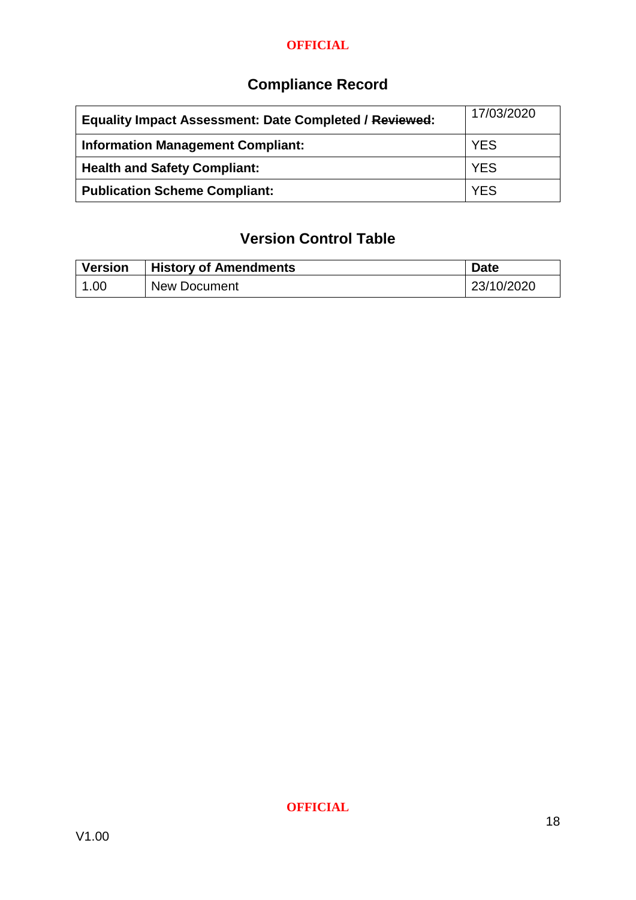## Compliance Record

| | |
|---|---|
| **Equality Impact Assessment: Date Completed / ~~Reviewed~~:** | 17/03/2020 |
| **Information Management Compliant:** | YES |
| **Health and Safety Compliant:** | YES |
| **Publication Scheme Compliant:** | YES |

## Version Control Table

| Version | History of Amendments | Date |
|---|---|---|
| 1.00 | New Document | 23/10/2020 |